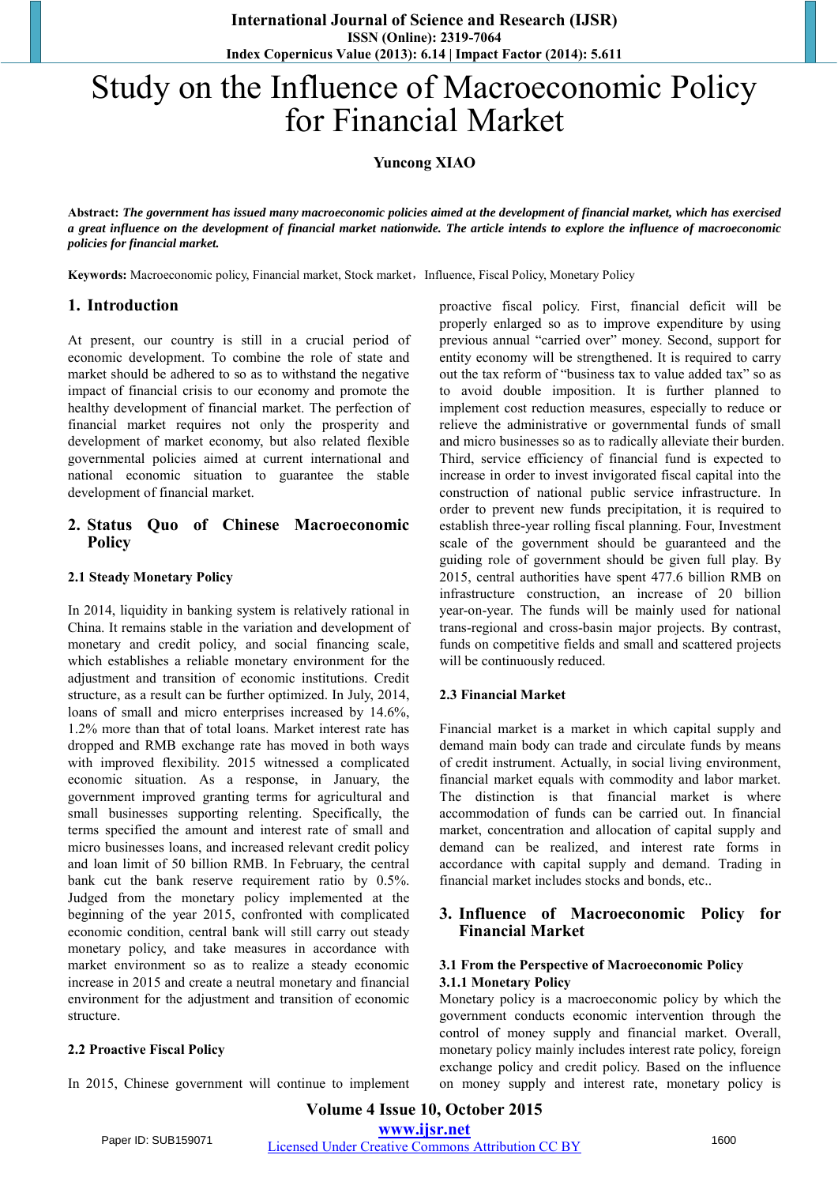# Study on the Influence of Macroeconomic Policy for Financial Market

**Yuncong XIAO**

**Abstract:** ***The government has issued many macroeconomic policies aimed at the development of financial market, which has exercised a great influence on the development of financial market nationwide. The article intends to explore the influence of macroeconomic policies for financial market.***

**Keywords:** Macroeconomic policy, Financial market, Stock market，Influence, Fiscal Policy, Monetary Policy

## 1. Introduction

At present, our country is still in a crucial period of economic development. To combine the role of state and market should be adhered to so as to withstand the negative impact of financial crisis to our economy and promote the healthy development of financial market. The perfection of financial market requires not only the prosperity and development of market economy, but also related flexible governmental policies aimed at current international and national economic situation to guarantee the stable development of financial market.

## 2. Status Quo of Chinese Macroeconomic Policy

### 2.1 Steady Monetary Policy

In 2014, liquidity in banking system is relatively rational in China. It remains stable in the variation and development of monetary and credit policy, and social financing scale, which establishes a reliable monetary environment for the adjustment and transition of economic institutions. Credit structure, as a result can be further optimized. In July, 2014, loans of small and micro enterprises increased by 14.6%, 1.2% more than that of total loans. Market interest rate has dropped and RMB exchange rate has moved in both ways with improved flexibility. 2015 witnessed a complicated economic situation. As a response, in January, the government improved granting terms for agricultural and small businesses supporting relenting. Specifically, the terms specified the amount and interest rate of small and micro businesses loans, and increased relevant credit policy and loan limit of 50 billion RMB. In February, the central bank cut the bank reserve requirement ratio by 0.5%. Judged from the monetary policy implemented at the beginning of the year 2015, confronted with complicated economic condition, central bank will still carry out steady monetary policy, and take measures in accordance with market environment so as to realize a steady economic increase in 2015 and create a neutral monetary and financial environment for the adjustment and transition of economic structure.

### 2.2 Proactive Fiscal Policy

In 2015, Chinese government will continue to implement proactive fiscal policy. First, financial deficit will be properly enlarged so as to improve expenditure by using previous annual "carried over" money. Second, support for entity economy will be strengthened. It is required to carry out the tax reform of "business tax to value added tax" so as to avoid double imposition. It is further planned to implement cost reduction measures, especially to reduce or relieve the administrative or governmental funds of small and micro businesses so as to radically alleviate their burden. Third, service efficiency of financial fund is expected to increase in order to invest invigorated fiscal capital into the construction of national public service infrastructure. In order to prevent new funds precipitation, it is required to establish three-year rolling fiscal planning. Four, Investment scale of the government should be guaranteed and the guiding role of government should be given full play. By 2015, central authorities have spent 477.6 billion RMB on infrastructure construction, an increase of 20 billion year-on-year. The funds will be mainly used for national trans-regional and cross-basin major projects. By contrast, funds on competitive fields and small and scattered projects will be continuously reduced.

### 2.3 Financial Market

Financial market is a market in which capital supply and demand main body can trade and circulate funds by means of credit instrument. Actually, in social living environment, financial market equals with commodity and labor market. The distinction is that financial market is where accommodation of funds can be carried out. In financial market, concentration and allocation of capital supply and demand can be realized, and interest rate forms in accordance with capital supply and demand. Trading in financial market includes stocks and bonds, etc..

## 3. Influence of Macroeconomic Policy for Financial Market

### 3.1 From the Perspective of Macroeconomic Policy

#### 3.1.1 Monetary Policy

Monetary policy is a macroeconomic policy by which the government conducts economic intervention through the control of money supply and financial market. Overall, monetary policy mainly includes interest rate policy, foreign exchange policy and credit policy. Based on the influence on money supply and interest rate, monetary policy is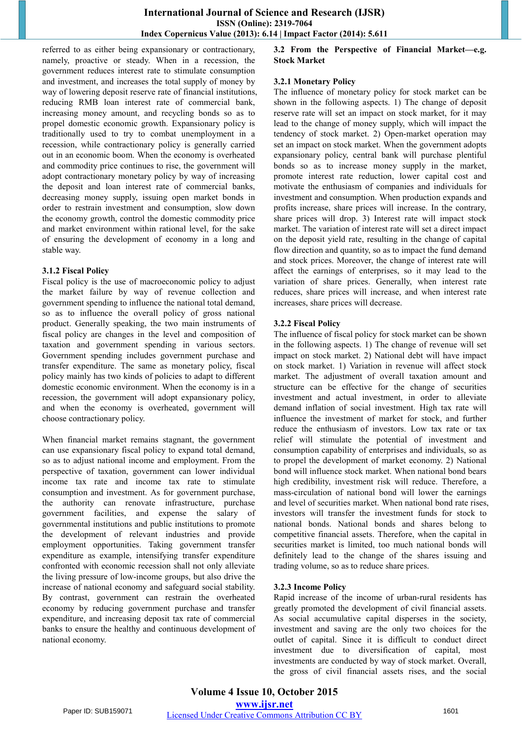referred to as either being expansionary or contractionary, namely, proactive or steady. When in a recession, the government reduces interest rate to stimulate consumption and investment, and increases the total supply of money by way of lowering deposit reserve rate of financial institutions, reducing RMB loan interest rate of commercial bank, increasing money amount, and recycling bonds so as to propel domestic economic growth. Expansionary policy is traditionally used to try to combat unemployment in a recession, while contractionary policy is generally carried out in an economic boom. When the economy is overheated and commodity price continues to rise, the government will adopt contractionary monetary policy by way of increasing the deposit and loan interest rate of commercial banks, decreasing money supply, issuing open market bonds in order to restrain investment and consumption, slow down the economy growth, control the domestic commodity price and market environment within rational level, for the sake of ensuring the development of economy in a long and stable way.

### 3.1.2 Fiscal Policy

Fiscal policy is the use of macroeconomic policy to adjust the market failure by way of revenue collection and government spending to influence the national total demand, so as to influence the overall policy of gross national product. Generally speaking, the two main instruments of fiscal policy are changes in the level and composition of taxation and government spending in various sectors. Government spending includes government purchase and transfer expenditure. The same as monetary policy, fiscal policy mainly has two kinds of policies to adapt to different domestic economic environment. When the economy is in a recession, the government will adopt expansionary policy, and when the economy is overheated, government will choose contractionary policy.

When financial market remains stagnant, the government can use expansionary fiscal policy to expand total demand, so as to adjust national income and employment. From the perspective of taxation, government can lower individual income tax rate and income tax rate to stimulate consumption and investment. As for government purchase, the authority can renovate infrastructure, purchase government facilities, and expense the salary of governmental institutions and public institutions to promote the development of relevant industries and provide employment opportunities. Taking government transfer expenditure as example, intensifying transfer expenditure confronted with economic recession shall not only alleviate the living pressure of low-income groups, but also drive the increase of national economy and safeguard social stability. By contrast, government can restrain the overheated economy by reducing government purchase and transfer expenditure, and increasing deposit tax rate of commercial banks to ensure the healthy and continuous development of national economy.

## 3.2 From the Perspective of Financial Market—e.g. Stock Market

### 3.2.1 Monetary Policy

The influence of monetary policy for stock market can be shown in the following aspects. 1) The change of deposit reserve rate will set an impact on stock market, for it may lead to the change of money supply, which will impact the tendency of stock market. 2) Open-market operation may set an impact on stock market. When the government adopts expansionary policy, central bank will purchase plentiful bonds so as to increase money supply in the market, promote interest rate reduction, lower capital cost and motivate the enthusiasm of companies and individuals for investment and consumption. When production expands and profits increase, share prices will increase. In the contrary, share prices will drop. 3) Interest rate will impact stock market. The variation of interest rate will set a direct impact on the deposit yield rate, resulting in the change of capital flow direction and quantity, so as to impact the fund demand and stock prices. Moreover, the change of interest rate will affect the earnings of enterprises, so it may lead to the variation of share prices. Generally, when interest rate reduces, share prices will increase, and when interest rate increases, share prices will decrease.

### 3.2.2 Fiscal Policy

The influence of fiscal policy for stock market can be shown in the following aspects. 1) The change of revenue will set impact on stock market. 2) National debt will have impact on stock market. 1) Variation in revenue will affect stock market. The adjustment of overall taxation amount and structure can be effective for the change of securities investment and actual investment, in order to alleviate demand inflation of social investment. High tax rate will influence the investment of market for stock, and further reduce the enthusiasm of investors. Low tax rate or tax relief will stimulate the potential of investment and consumption capability of enterprises and individuals, so as to propel the development of market economy. 2) National bond will influence stock market. When national bond bears high credibility, investment risk will reduce. Therefore, a mass-circulation of national bond will lower the earnings and level of securities market. When national bond rate rises, investors will transfer the investment funds for stock to national bonds. National bonds and shares belong to competitive financial assets. Therefore, when the capital in securities market is limited, too much national bonds will definitely lead to the change of the shares issuing and trading volume, so as to reduce share prices.

### 3.2.3 Income Policy

Rapid increase of the income of urban-rural residents has greatly promoted the development of civil financial assets. As social accumulative capital disperses in the society, investment and saving are the only two choices for the outlet of capital. Since it is difficult to conduct direct investment due to diversification of capital, most investments are conducted by way of stock market. Overall, the gross of civil financial assets rises, and the social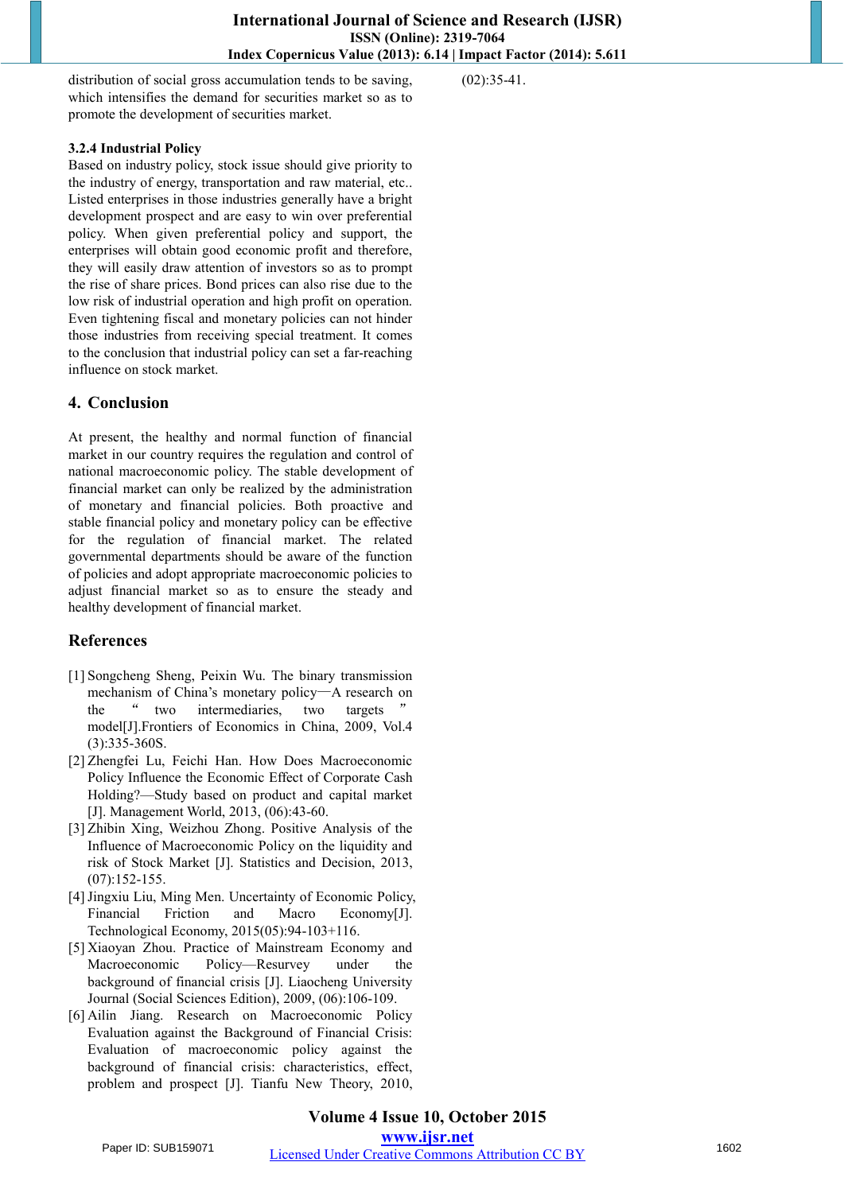distribution of social gross accumulation tends to be saving, which intensifies the demand for securities market so as to promote the development of securities market.

#### 3.2.4 Industrial Policy

Based on industry policy, stock issue should give priority to the industry of energy, transportation and raw material, etc.. Listed enterprises in those industries generally have a bright development prospect and are easy to win over preferential policy. When given preferential policy and support, the enterprises will obtain good economic profit and therefore, they will easily draw attention of investors so as to prompt the rise of share prices. Bond prices can also rise due to the low risk of industrial operation and high profit on operation. Even tightening fiscal and monetary policies can not hinder those industries from receiving special treatment. It comes to the conclusion that industrial policy can set a far-reaching influence on stock market.

## 4. Conclusion

At present, the healthy and normal function of financial market in our country requires the regulation and control of national macroeconomic policy. The stable development of financial market can only be realized by the administration of monetary and financial policies. Both proactive and stable financial policy and monetary policy can be effective for the regulation of financial market. The related governmental departments should be aware of the function of policies and adopt appropriate macroeconomic policies to adjust financial market so as to ensure the steady and healthy development of financial market.

## References

[1] Songcheng Sheng, Peixin Wu. The binary transmission mechanism of China's monetary policy—A research on the " two intermediaries, two targets " model[J].Frontiers of Economics in China, 2009, Vol.4 (3):335-360S.

[2] Zhengfei Lu, Feichi Han. How Does Macroeconomic Policy Influence the Economic Effect of Corporate Cash Holding?—Study based on product and capital market [J]. Management World, 2013, (06):43-60.

[3] Zhibin Xing, Weizhou Zhong. Positive Analysis of the Influence of Macroeconomic Policy on the liquidity and risk of Stock Market [J]. Statistics and Decision, 2013, (07):152-155.

[4] Jingxiu Liu, Ming Men. Uncertainty of Economic Policy, Financial Friction and Macro Economy[J]. Technological Economy, 2015(05):94-103+116.

[5] Xiaoyan Zhou. Practice of Mainstream Economy and Macroeconomic Policy—Resurvey under the background of financial crisis [J]. Liaocheng University Journal (Social Sciences Edition), 2009, (06):106-109.

[6] Ailin Jiang. Research on Macroeconomic Policy Evaluation against the Background of Financial Crisis: Evaluation of macroeconomic policy against the background of financial crisis: characteristics, effect, problem and prospect [J]. Tianfu New Theory, 2010, (02):35-41.